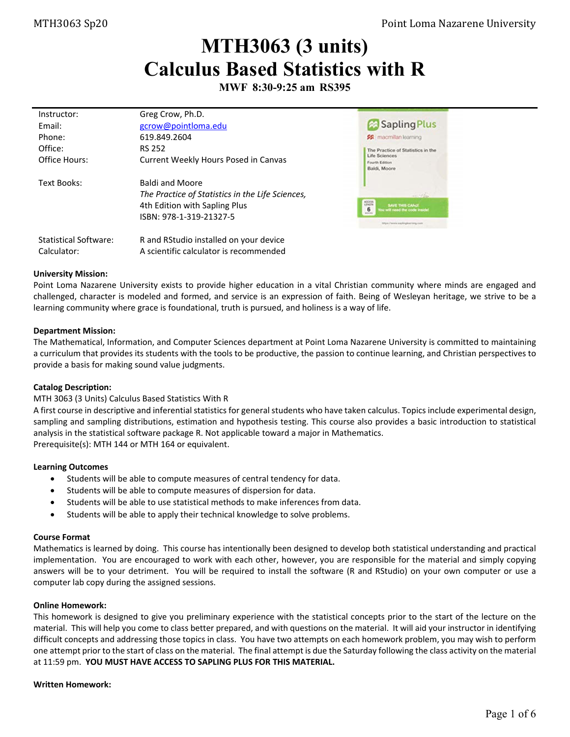# MTH3063 (3 units)
# Calculus Based Statistics with R

**MWF 8:30-9:25 am RS395**

| | |
|---|---|
| Instructor: | Greg Crow, Ph.D. |
| Email: | gcrow@pointloma.edu |
| Phone: | 619.849.2604 |
| Office: | RS 252 |
| Office Hours: | Current Weekly Hours Posed in Canvas |
| Text Books: | Baldi and Moore<br>*The Practice of Statistics in the Life Sciences,*<br>4th Edition with Sapling Plus<br>ISBN: 978-1-319-21327-5 |
| Statistical Software: | R and RStudio installed on your device |
| Calculator: | A scientific calculator is recommended |

**University Mission:**
Point Loma Nazarene University exists to provide higher education in a vital Christian community where minds are engaged and challenged, character is modeled and formed, and service is an expression of faith. Being of Wesleyan heritage, we strive to be a learning community where grace is foundational, truth is pursued, and holiness is a way of life.

**Department Mission:**
The Mathematical, Information, and Computer Sciences department at Point Loma Nazarene University is committed to maintaining a curriculum that provides its students with the tools to be productive, the passion to continue learning, and Christian perspectives to provide a basis for making sound value judgments.

**Catalog Description:**
MTH 3063 (3 Units) Calculus Based Statistics With R
A first course in descriptive and inferential statistics for general students who have taken calculus. Topics include experimental design, sampling and sampling distributions, estimation and hypothesis testing. This course also provides a basic introduction to statistical analysis in the statistical software package R. Not applicable toward a major in Mathematics.
Prerequisite(s): MTH 144 or MTH 164 or equivalent.

**Learning Outcomes**

- Students will be able to compute measures of central tendency for data.
- Students will be able to compute measures of dispersion for data.
- Students will be able to use statistical methods to make inferences from data.
- Students will be able to apply their technical knowledge to solve problems.

**Course Format**
Mathematics is learned by doing. This course has intentionally been designed to develop both statistical understanding and practical implementation. You are encouraged to work with each other, however, you are responsible for the material and simply copying answers will be to your detriment. You will be required to install the software (R and RStudio) on your own computer or use a computer lab copy during the assigned sessions.

**Online Homework:**
This homework is designed to give you preliminary experience with the statistical concepts prior to the start of the lecture on the material. This will help you come to class better prepared, and with questions on the material. It will aid your instructor in identifying difficult concepts and addressing those topics in class. You have two attempts on each homework problem, you may wish to perform one attempt prior to the start of class on the material. The final attempt is due the Saturday following the class activity on the material at 11:59 pm. **YOU MUST HAVE ACCESS TO SAPLING PLUS FOR THIS MATERIAL.**

**Written Homework:**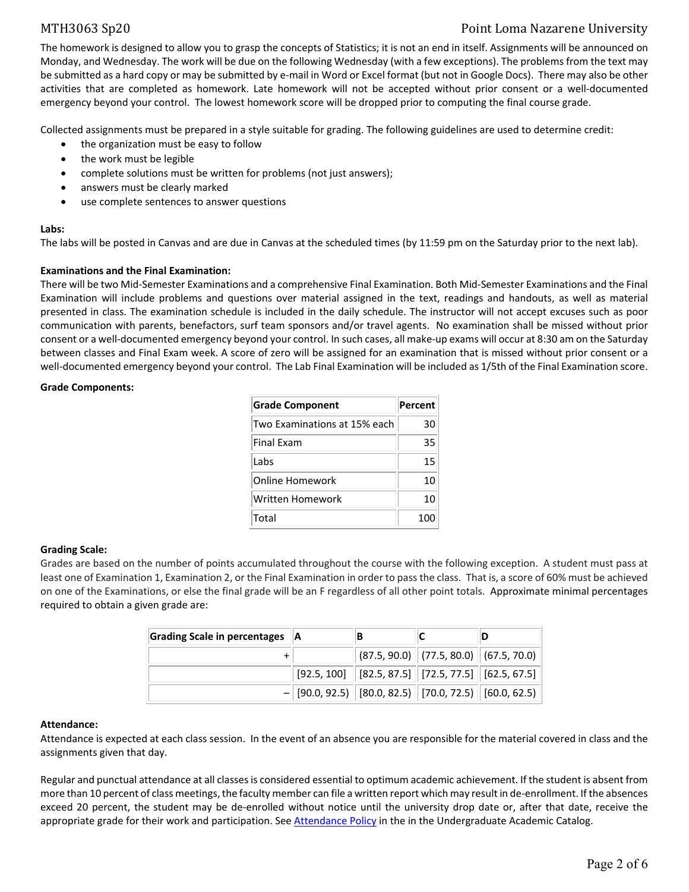The homework is designed to allow you to grasp the concepts of Statistics; it is not an end in itself. Assignments will be announced on Monday, and Wednesday. The work will be due on the following Wednesday (with a few exceptions). The problems from the text may be submitted as a hard copy or may be submitted by e-mail in Word or Excel format (but not in Google Docs). There may also be other activities that are completed as homework. Late homework will not be accepted without prior consent or a well-documented emergency beyond your control. The lowest homework score will be dropped prior to computing the final course grade.

Collected assignments must be prepared in a style suitable for grading. The following guidelines are used to determine credit:

- the organization must be easy to follow
- the work must be legible
- complete solutions must be written for problems (not just answers);
- answers must be clearly marked
- use complete sentences to answer questions

**Labs:**
The labs will be posted in Canvas and are due in Canvas at the scheduled times (by 11:59 pm on the Saturday prior to the next lab).

**Examinations and the Final Examination:**
There will be two Mid-Semester Examinations and a comprehensive Final Examination. Both Mid-Semester Examinations and the Final Examination will include problems and questions over material assigned in the text, readings and handouts, as well as material presented in class. The examination schedule is included in the daily schedule. The instructor will not accept excuses such as poor communication with parents, benefactors, surf team sponsors and/or travel agents. No examination shall be missed without prior consent or a well-documented emergency beyond your control. In such cases, all make-up exams will occur at 8:30 am on the Saturday between classes and Final Exam week. A score of zero will be assigned for an examination that is missed without prior consent or a well-documented emergency beyond your control. The Lab Final Examination will be included as 1/5th of the Final Examination score.

**Grade Components:**

| Grade Component | Percent |
|---|---|
| Two Examinations at 15% each | 30 |
| Final Exam | 35 |
| Labs | 15 |
| Online Homework | 10 |
| Written Homework | 10 |
| Total | 100 |

**Grading Scale:**
Grades are based on the number of points accumulated throughout the course with the following exception. A student must pass at least one of Examination 1, Examination 2, or the Final Examination in order to pass the class. That is, a score of 60% must be achieved on one of the Examinations, or else the final grade will be an F regardless of all other point totals. Approximate minimal percentages required to obtain a given grade are:

| Grading Scale in percentages | A | B | C | D |
|---|---|---|---|---|
| + | | (87.5, 90.0) | (77.5, 80.0) | (67.5, 70.0) |
| | [92.5, 100] | [82.5, 87.5] | [72.5, 77.5] | [62.5, 67.5] |
| – | [90.0, 92.5) | [80.0, 82.5) | [70.0, 72.5) | [60.0, 62.5) |

**Attendance:**
Attendance is expected at each class session. In the event of an absence you are responsible for the material covered in class and the assignments given that day.

Regular and punctual attendance at all classes is considered essential to optimum academic achievement. If the student is absent from more than 10 percent of class meetings, the faculty member can file a written report which may result in de-enrollment. If the absences exceed 20 percent, the student may be de-enrolled without notice until the university drop date or, after that date, receive the appropriate grade for their work and participation. See Attendance Policy in the in the Undergraduate Academic Catalog.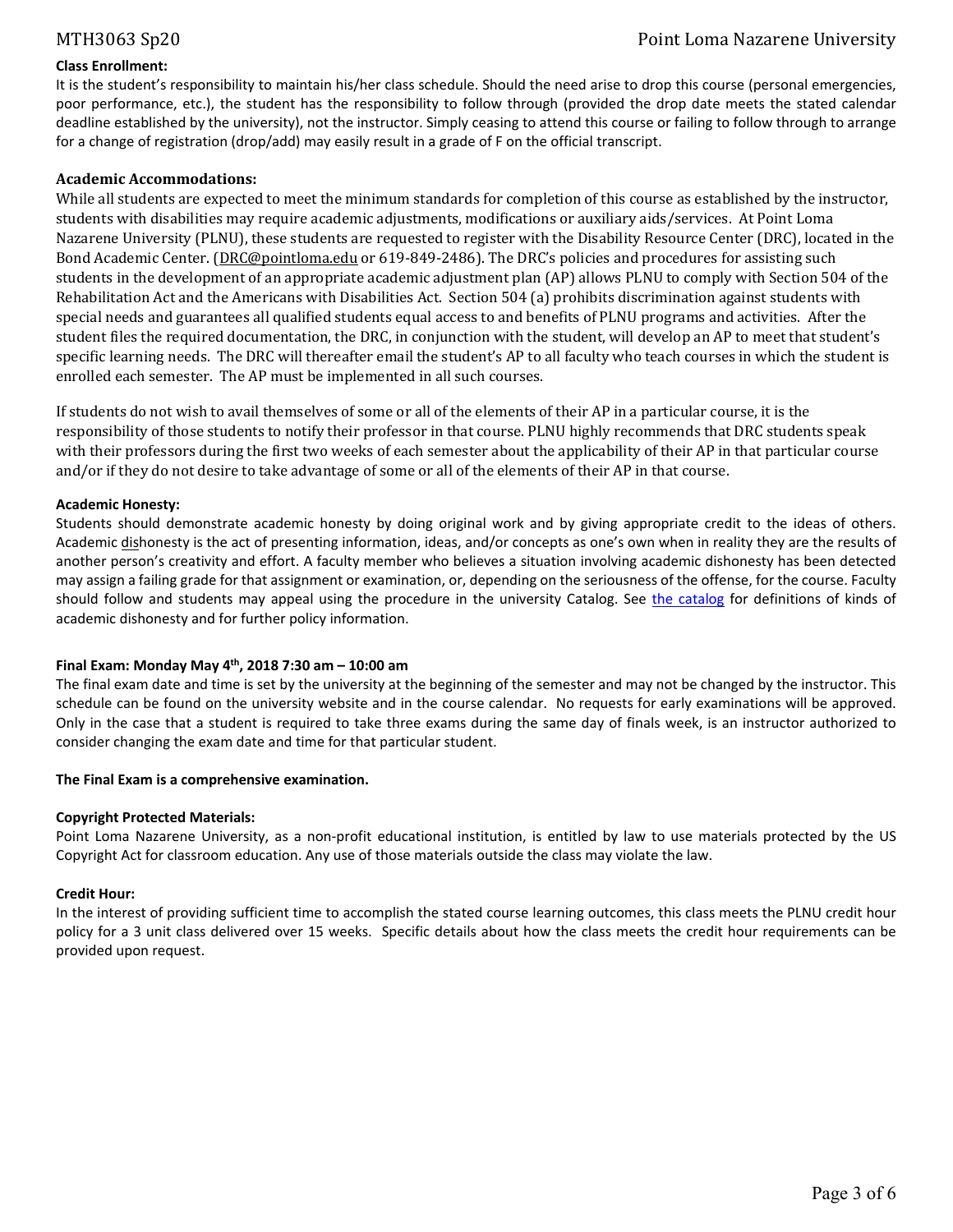**Class Enrollment:**

It is the student's responsibility to maintain his/her class schedule. Should the need arise to drop this course (personal emergencies, poor performance, etc.), the student has the responsibility to follow through (provided the drop date meets the stated calendar deadline established by the university), not the instructor. Simply ceasing to attend this course or failing to follow through to arrange for a change of registration (drop/add) may easily result in a grade of F on the official transcript.

**Academic Accommodations:**

While all students are expected to meet the minimum standards for completion of this course as established by the instructor, students with disabilities may require academic adjustments, modifications or auxiliary aids/services. At Point Loma Nazarene University (PLNU), these students are requested to register with the Disability Resource Center (DRC), located in the Bond Academic Center. (DRC@pointloma.edu or 619-849-2486). The DRC's policies and procedures for assisting such students in the development of an appropriate academic adjustment plan (AP) allows PLNU to comply with Section 504 of the Rehabilitation Act and the Americans with Disabilities Act. Section 504 (a) prohibits discrimination against students with special needs and guarantees all qualified students equal access to and benefits of PLNU programs and activities. After the student files the required documentation, the DRC, in conjunction with the student, will develop an AP to meet that student's specific learning needs. The DRC will thereafter email the student's AP to all faculty who teach courses in which the student is enrolled each semester. The AP must be implemented in all such courses.

If students do not wish to avail themselves of some or all of the elements of their AP in a particular course, it is the responsibility of those students to notify their professor in that course. PLNU highly recommends that DRC students speak with their professors during the first two weeks of each semester about the applicability of their AP in that particular course and/or if they do not desire to take advantage of some or all of the elements of their AP in that course.

**Academic Honesty:**

Students should demonstrate academic honesty by doing original work and by giving appropriate credit to the ideas of others. Academic dishonesty is the act of presenting information, ideas, and/or concepts as one's own when in reality they are the results of another person's creativity and effort. A faculty member who believes a situation involving academic dishonesty has been detected may assign a failing grade for that assignment or examination, or, depending on the seriousness of the offense, for the course. Faculty should follow and students may appeal using the procedure in the university Catalog. See the catalog for definitions of kinds of academic dishonesty and for further policy information.

**Final Exam: Monday May 4th, 2018 7:30 am – 10:00 am**

The final exam date and time is set by the university at the beginning of the semester and may not be changed by the instructor. This schedule can be found on the university website and in the course calendar. No requests for early examinations will be approved. Only in the case that a student is required to take three exams during the same day of finals week, is an instructor authorized to consider changing the exam date and time for that particular student.

**The Final Exam is a comprehensive examination.**

**Copyright Protected Materials:**

Point Loma Nazarene University, as a non-profit educational institution, is entitled by law to use materials protected by the US Copyright Act for classroom education. Any use of those materials outside the class may violate the law.

**Credit Hour:**

In the interest of providing sufficient time to accomplish the stated course learning outcomes, this class meets the PLNU credit hour policy for a 3 unit class delivered over 15 weeks. Specific details about how the class meets the credit hour requirements can be provided upon request.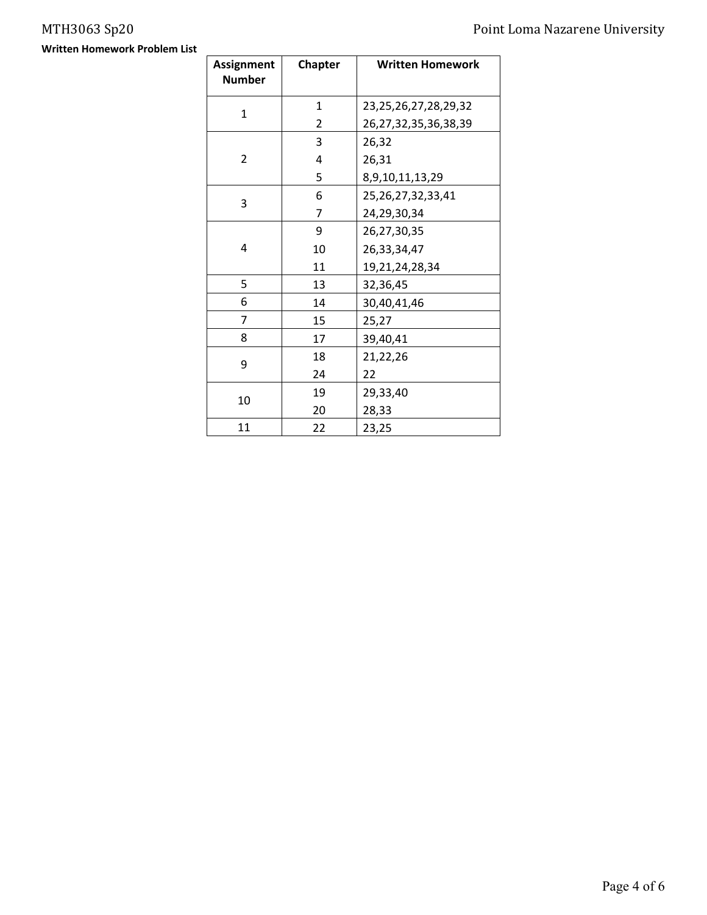**Written Homework Problem List**

| Assignment Number | Chapter | Written Homework |
|---|---|---|
| 1 | 1 | 23,25,26,27,28,29,32 |
| | 2 | 26,27,32,35,36,38,39 |
| 2 | 3 | 26,32 |
| | 4 | 26,31 |
| | 5 | 8,9,10,11,13,29 |
| 3 | 6 | 25,26,27,32,33,41 |
| | 7 | 24,29,30,34 |
| 4 | 9 | 26,27,30,35 |
| | 10 | 26,33,34,47 |
| | 11 | 19,21,24,28,34 |
| 5 | 13 | 32,36,45 |
| 6 | 14 | 30,40,41,46 |
| 7 | 15 | 25,27 |
| 8 | 17 | 39,40,41 |
| 9 | 18 | 21,22,26 |
| | 24 | 22 |
| 10 | 19 | 29,33,40 |
| | 20 | 28,33 |
| 11 | 22 | 23,25 |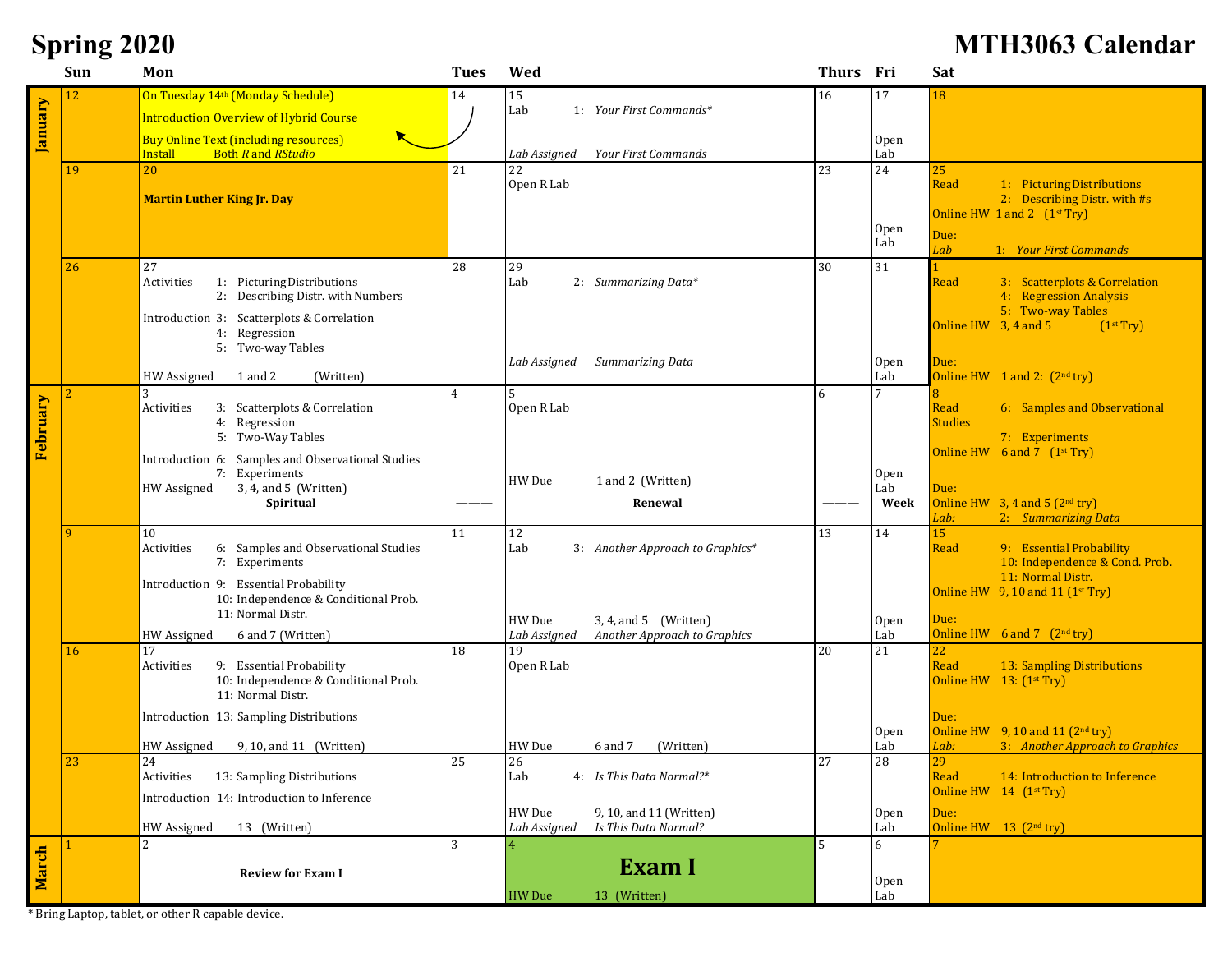# Spring 2020

# MTH3063 Calendar

| | Sun | Mon | Tues | Wed | Thurs | Fri | Sat |
|---|---|---|---|---|---|---|---|
| January | 12 | On Tuesday 14th (Monday Schedule)<br>Introduction Overview of Hybrid Course<br>Buy Online Text (including resources)<br>Install Both *R* and *RStudio* | 14 | 15<br>Lab 1: *Your First Commands**<br><br>*Lab Assigned Your First Commands* | 16 | 17<br><br>Open Lab | 18 |
| | 19 | 20<br>**Martin Luther King Jr. Day** | 21 | 22<br>Open R Lab | 23 | 24<br><br>Open Lab | 25<br>Read 1: Picturing Distributions<br>2: Describing Distr. with #s<br>Online HW 1 and 2 (1st Try)<br>Due:<br>*Lab 1: Your First Commands* |
| | 26 | 27<br>Activities 1: Picturing Distributions<br>2: Describing Distr. with Numbers<br>Introduction 3: Scatterplots & Correlation<br>4: Regression<br>5: Two-way Tables<br>HW Assigned 1 and 2 (Written) | 28 | 29<br>Lab 2: *Summarizing Data**<br><br>*Lab Assigned Summarizing Data* | 30 | 31<br><br>Open Lab | 1<br>Read 3: Scatterplots & Correlation<br>4: Regression Analysis<br>5: Two-way Tables<br>Online HW 3, 4 and 5 (1st Try)<br>Due:<br>Online HW 1 and 2: (2nd try) |
| February | 2 | 3<br>Activities 3: Scatterplots & Correlation<br>4: Regression<br>5: Two-Way Tables<br>Introduction 6: Samples and Observational Studies<br>7: Experiments<br>HW Assigned 3, 4, and 5 (Written)<br>**Spiritual** | 4<br><br>——— | 5<br>Open R Lab<br><br>HW Due 1 and 2 (Written)<br>**Renewal** | 6<br><br>——— | 7<br><br>Open Lab<br>**Week** | 8<br>Read 6: Samples and Observational Studies<br>7: Experiments<br>Online HW 6 and 7 (1st Try)<br>Due:<br>Online HW 3, 4 and 5 (2nd try)<br>*Lab: 2: Summarizing Data* |
| | 9 | 10<br>Activities 6: Samples and Observational Studies<br>7: Experiments<br>Introduction 9: Essential Probability<br>10: Independence & Conditional Prob.<br>11: Normal Distr.<br>HW Assigned 6 and 7 (Written) | 11 | 12<br>Lab 3: *Another Approach to Graphics**<br><br>HW Due 3, 4, and 5 (Written)<br>*Lab Assigned Another Approach to Graphics* | 13 | 14<br><br>Open Lab | 15<br>Read 9: Essential Probability<br>10: Independence & Cond. Prob.<br>11: Normal Distr.<br>Online HW 9, 10 and 11 (1st Try)<br>Due:<br>Online HW 6 and 7 (2nd try) |
| | 16 | 17<br>Activities 9: Essential Probability<br>10: Independence & Conditional Prob.<br>11: Normal Distr.<br>Introduction 13: Sampling Distributions<br>HW Assigned 9, 10, and 11 (Written) | 18 | 19<br>Open R Lab<br><br>HW Due 6 and 7 (Written) | 20 | 21<br><br>Open Lab | 22<br>Read 13: Sampling Distributions<br>Online HW 13: (1st Try)<br>Due:<br>Online HW 9, 10 and 11 (2nd try)<br>*Lab: 3: Another Approach to Graphics* |
| | 23 | 24<br>Activities 13: Sampling Distributions<br>Introduction 14: Introduction to Inference<br>HW Assigned 13 (Written) | 25 | 26<br>Lab 4: *Is This Data Normal?**<br><br>HW Due 9, 10, and 11 (Written)<br>*Lab Assigned Is This Data Normal?* | 27 | 28<br><br>Open Lab | 29<br>Read 14: Introduction to Inference<br>Online HW 14 (1st Try)<br>Due:<br>Online HW 13 (2nd try) |
| March | 1 | 2<br>**Review for Exam I** | 3 | 4<br>**Exam I**<br>HW Due 13 (Written) | 5 | 6<br><br>Open Lab | 7 |

\* Bring Laptop, tablet, or other R capable device.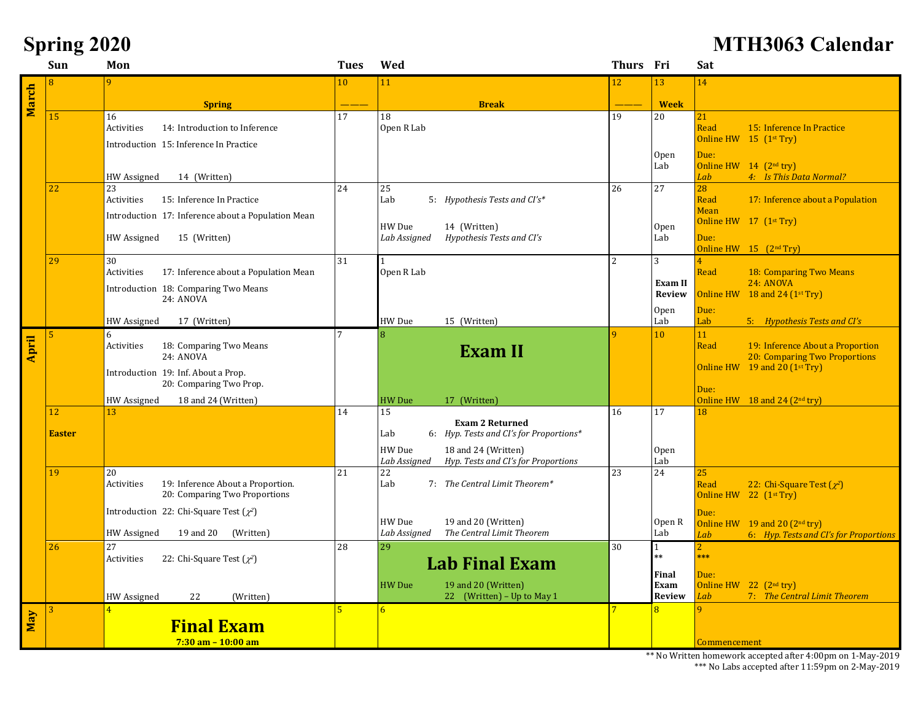# Spring 2020 MTH3063 Calendar

| | Sun | Mon | Tues | Wed | Thurs | Fri | Sat |
|---|---|---|---|---|---|---|---|
| March | 8 | 9 Spring | 10 ——— | 11 Break | 12 ——— | 13 Week | 14 |
| | 15 | 16<br>Activities 14: Introduction to Inference<br>Introduction 15: Inference In Practice<br>HW Assigned 14 (Written) | 17 | 18<br>Open R Lab | 19 | 20<br>Open Lab | 21<br>Read 15: Inference In Practice<br>Online HW 15 (1st Try)<br>Due:<br>Online HW 14 (2nd try)<br>*Lab 4: Is This Data Normal?* |
| | 22 | 23<br>Activities 15: Inference In Practice<br>Introduction 17: Inference about a Population Mean<br>HW Assigned 15 (Written) | 24 | 25<br>Lab 5: *Hypothesis Tests and CI's**<br>HW Due 14 (Written)<br>*Lab Assigned Hypothesis Tests and CI's* | 26 | 27<br>Open Lab | 28<br>Read 17: Inference about a Population Mean<br>Online HW 17 (1st Try)<br>Due:<br>Online HW 15 (2nd Try) |
| | 29 | 30<br>Activities 17: Inference about a Population Mean<br>Introduction 18: Comparing Two Means<br>24: ANOVA<br>HW Assigned 17 (Written) | 31 | 1<br>Open R Lab<br>HW Due 15 (Written) | 2 | 3<br>**Exam II Review**<br>Open Lab | 4<br>Read 18: Comparing Two Means<br>24: ANOVA<br>Online HW 18 and 24 (1st Try)<br>Due:<br>*Lab 5: Hypothesis Tests and CI's* |
| April | 5 | 6<br>Activities 18: Comparing Two Means<br>24: ANOVA<br>Introduction 19: Inf. About a Prop.<br>20: Comparing Two Prop.<br>HW Assigned 18 and 24 (Written) | 7 | 8<br>**Exam II**<br>HW Due 17 (Written) | 9 | 10 | 11<br>Read 19: Inference About a Proportion<br>20: Comparing Two Proportions<br>Online HW 19 and 20 (1st Try)<br>Due:<br>Online HW 18 and 24 (2nd try) |
| | 12<br>**Easter** | 13 | 14 | 15<br>**Exam 2 Returned**<br>Lab 6: *Hyp. Tests and CI's for Proportions**<br>HW Due 18 and 24 (Written)<br>*Lab Assigned Hyp. Tests and CI's for Proportions* | 16 | 17<br>Open Lab | 18 |
| | 19 | 20<br>Activities 19: Inference About a Proportion.<br>20: Comparing Two Proportions<br>Introduction 22: Chi-Square Test ($\chi^2$)<br>HW Assigned 19 and 20 (Written) | 21 | 22<br>Lab 7: *The Central Limit Theorem**<br>HW Due 19 and 20 (Written)<br>*Lab Assigned The Central Limit Theorem* | 23 | 24<br>Open R Lab | 25<br>Read 22: Chi-Square Test ($\chi^2$)<br>Online HW 22 (1st Try)<br>Due:<br>Online HW 19 and 20 (2nd try)<br>*Lab 6: Hyp. Tests and CI's for Proportions* |
| | 26 | 27<br>Activities 22: Chi-Square Test ($\chi^2$)<br>HW Assigned 22 (Written) | 28 | 29<br>**Lab Final Exam**<br>HW Due 19 and 20 (Written)<br>22 (Written) – Up to May 1 | 30 | 1<br>**<br>**Final Exam Review** | 2<br>***<br>Due:<br>Online HW 22 (2nd try)<br>*Lab 7: The Central Limit Theorem* |
| May | 3 | 4<br>**Final Exam**<br>**7:30 am – 10:00 am** | 5 | 6 | 7 | 8 | 9<br>Commencement |

** No Written homework accepted after 4:00pm on 1-May-2019

*** No Labs accepted after 11:59pm on 2-May-2019